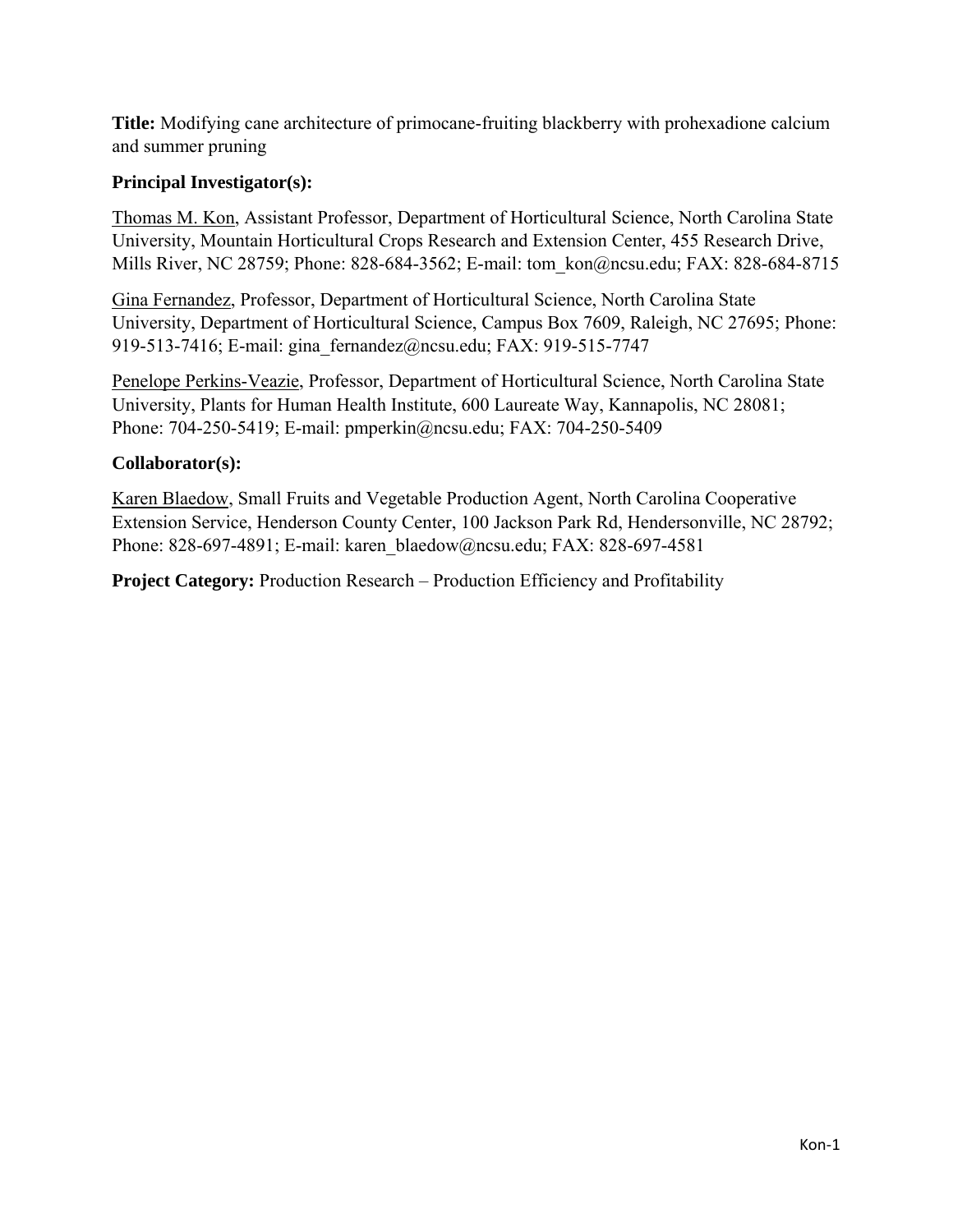**Title:** Modifying cane architecture of primocane-fruiting blackberry with prohexadione calcium and summer pruning

**Principal Investigator(s):**

Thomas M. Kon, Assistant Professor, Department of Horticultural Science, North Carolina State University, Mountain Horticultural Crops Research and Extension Center, 455 Research Drive, Mills River, NC 28759; Phone: 828-684-3562; E-mail: tom_kon@ncsu.edu; FAX: 828-684-8715

Gina Fernandez, Professor, Department of Horticultural Science, North Carolina State University, Department of Horticultural Science, Campus Box 7609, Raleigh, NC 27695; Phone: 919-513-7416; E-mail: gina_fernandez@ncsu.edu; FAX: 919-515-7747

Penelope Perkins-Veazie, Professor, Department of Horticultural Science, North Carolina State University, Plants for Human Health Institute, 600 Laureate Way, Kannapolis, NC 28081; Phone: 704-250-5419; E-mail: pmperkin@ncsu.edu; FAX: 704-250-5409

**Collaborator(s):**

Karen Blaedow, Small Fruits and Vegetable Production Agent, North Carolina Cooperative Extension Service, Henderson County Center, 100 Jackson Park Rd, Hendersonville, NC 28792; Phone: 828-697-4891; E-mail: karen_blaedow@ncsu.edu; FAX: 828-697-4581

**Project Category:** Production Research – Production Efficiency and Profitability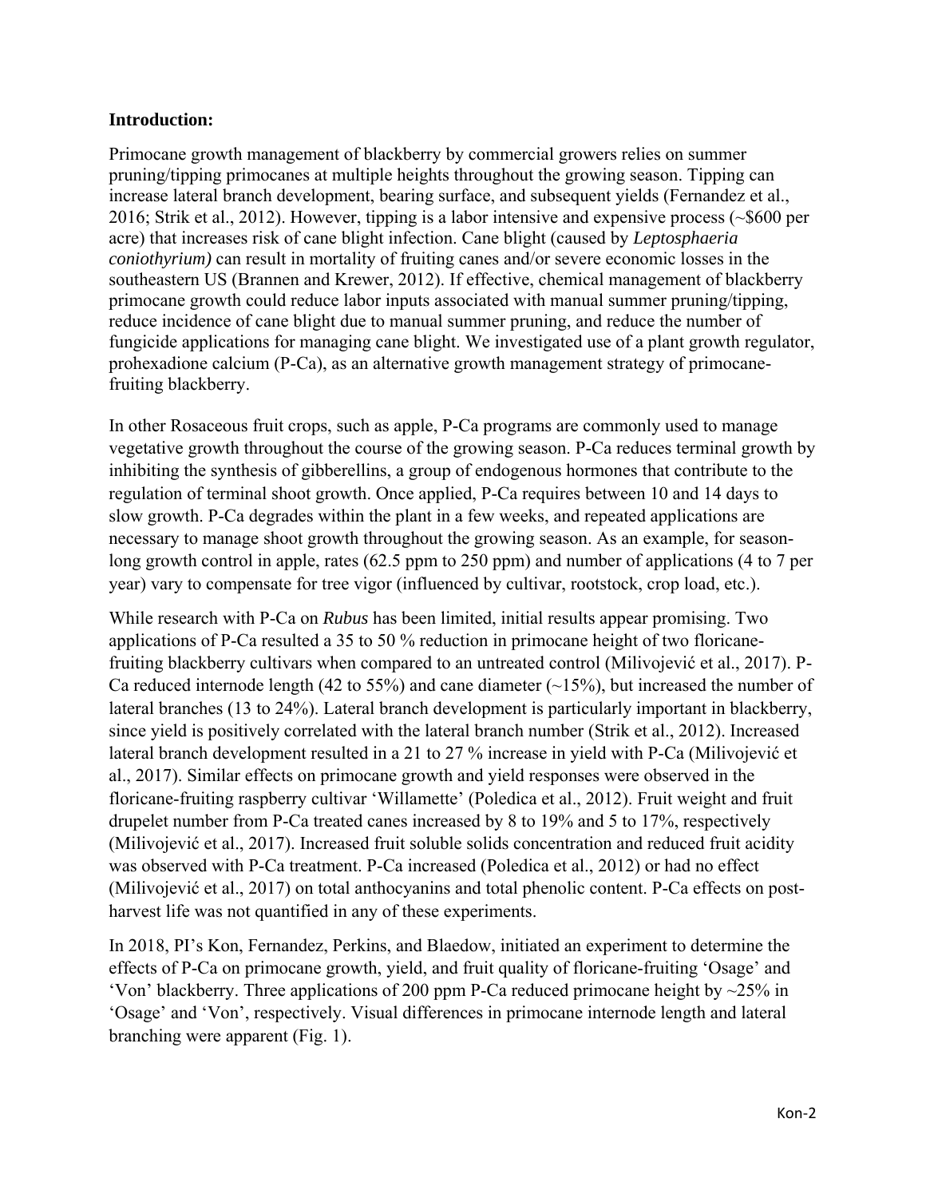**Introduction:**

Primocane growth management of blackberry by commercial growers relies on summer pruning/tipping primocanes at multiple heights throughout the growing season. Tipping can increase lateral branch development, bearing surface, and subsequent yields (Fernandez et al., 2016; Strik et al., 2012). However, tipping is a labor intensive and expensive process (~$600 per acre) that increases risk of cane blight infection. Cane blight (caused by *Leptosphaeria coniothyrium)* can result in mortality of fruiting canes and/or severe economic losses in the southeastern US (Brannen and Krewer, 2012). If effective, chemical management of blackberry primocane growth could reduce labor inputs associated with manual summer pruning/tipping, reduce incidence of cane blight due to manual summer pruning, and reduce the number of fungicide applications for managing cane blight. We investigated use of a plant growth regulator, prohexadione calcium (P-Ca), as an alternative growth management strategy of primocane-fruiting blackberry.

In other Rosaceous fruit crops, such as apple, P-Ca programs are commonly used to manage vegetative growth throughout the course of the growing season. P-Ca reduces terminal growth by inhibiting the synthesis of gibberellins, a group of endogenous hormones that contribute to the regulation of terminal shoot growth. Once applied, P-Ca requires between 10 and 14 days to slow growth. P-Ca degrades within the plant in a few weeks, and repeated applications are necessary to manage shoot growth throughout the growing season. As an example, for season-long growth control in apple, rates (62.5 ppm to 250 ppm) and number of applications (4 to 7 per year) vary to compensate for tree vigor (influenced by cultivar, rootstock, crop load, etc.).

While research with P-Ca on *Rubus* has been limited, initial results appear promising. Two applications of P-Ca resulted a 35 to 50 % reduction in primocane height of two floricane-fruiting blackberry cultivars when compared to an untreated control (Milivojević et al., 2017). P-Ca reduced internode length (42 to 55%) and cane diameter (~15%), but increased the number of lateral branches (13 to 24%). Lateral branch development is particularly important in blackberry, since yield is positively correlated with the lateral branch number (Strik et al., 2012). Increased lateral branch development resulted in a 21 to 27 % increase in yield with P-Ca (Milivojević et al., 2017). Similar effects on primocane growth and yield responses were observed in the floricane-fruiting raspberry cultivar 'Willamette' (Poledica et al., 2012). Fruit weight and fruit drupelet number from P-Ca treated canes increased by 8 to 19% and 5 to 17%, respectively (Milivojević et al., 2017). Increased fruit soluble solids concentration and reduced fruit acidity was observed with P-Ca treatment. P-Ca increased (Poledica et al., 2012) or had no effect (Milivojević et al., 2017) on total anthocyanins and total phenolic content. P-Ca effects on post-harvest life was not quantified in any of these experiments.

In 2018, PI's Kon, Fernandez, Perkins, and Blaedow, initiated an experiment to determine the effects of P-Ca on primocane growth, yield, and fruit quality of floricane-fruiting 'Osage' and 'Von' blackberry. Three applications of 200 ppm P-Ca reduced primocane height by ~25% in 'Osage' and 'Von', respectively. Visual differences in primocane internode length and lateral branching were apparent (Fig. 1).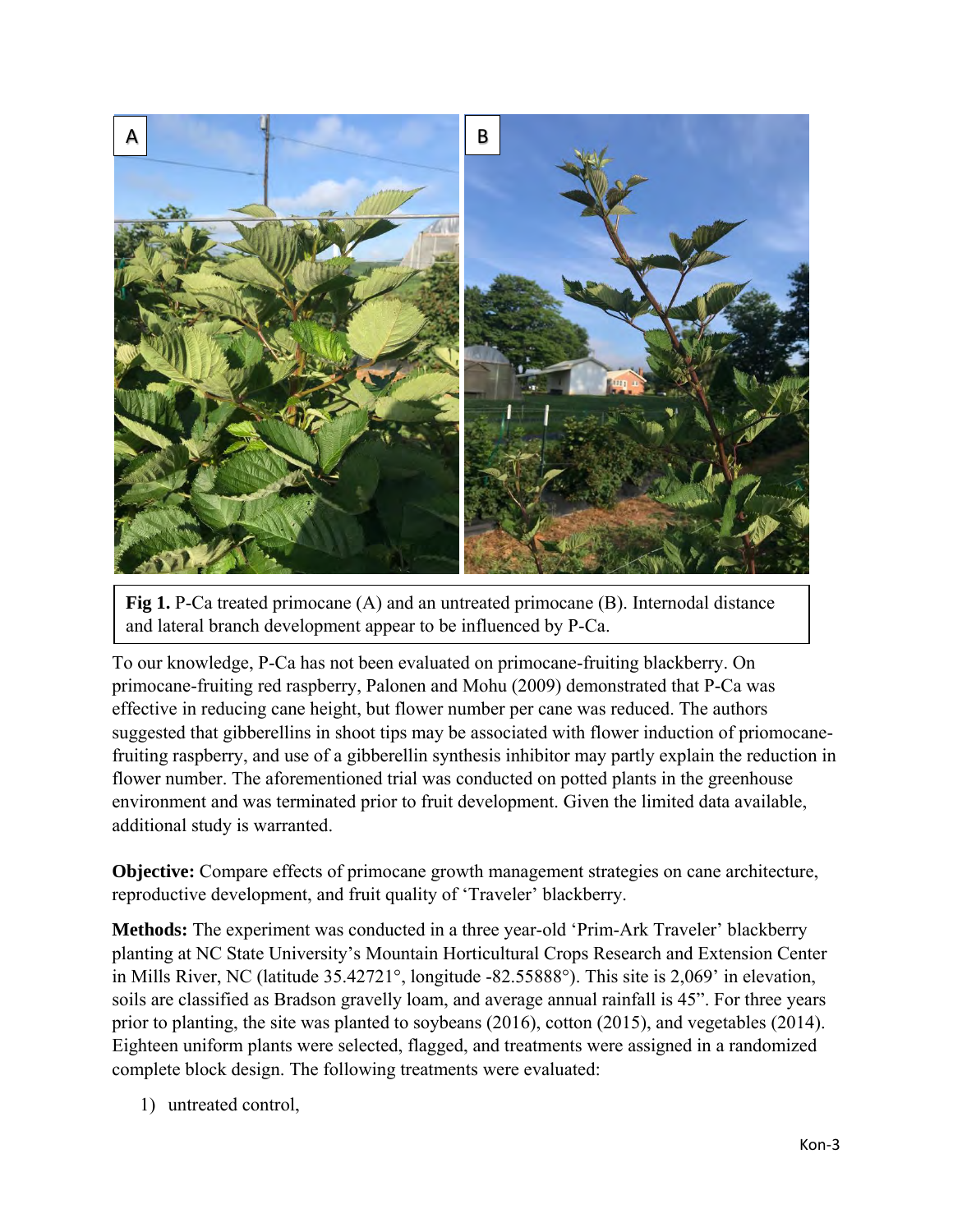**Fig 1.** P-Ca treated primocane (A) and an untreated primocane (B). Internodal distance and lateral branch development appear to be influenced by P-Ca.

To our knowledge, P-Ca has not been evaluated on primocane-fruiting blackberry. On primocane-fruiting red raspberry, Palonen and Mohu (2009) demonstrated that P-Ca was effective in reducing cane height, but flower number per cane was reduced. The authors suggested that gibberellins in shoot tips may be associated with flower induction of priomocane-fruiting raspberry, and use of a gibberellin synthesis inhibitor may partly explain the reduction in flower number. The aforementioned trial was conducted on potted plants in the greenhouse environment and was terminated prior to fruit development. Given the limited data available, additional study is warranted.

**Objective:** Compare effects of primocane growth management strategies on cane architecture, reproductive development, and fruit quality of 'Traveler' blackberry.

**Methods:** The experiment was conducted in a three year-old 'Prim-Ark Traveler' blackberry planting at NC State University's Mountain Horticultural Crops Research and Extension Center in Mills River, NC (latitude 35.42721°, longitude -82.55888°). This site is 2,069' in elevation, soils are classified as Bradson gravelly loam, and average annual rainfall is 45". For three years prior to planting, the site was planted to soybeans (2016), cotton (2015), and vegetables (2014). Eighteen uniform plants were selected, flagged, and treatments were assigned in a randomized complete block design. The following treatments were evaluated:

1) untreated control,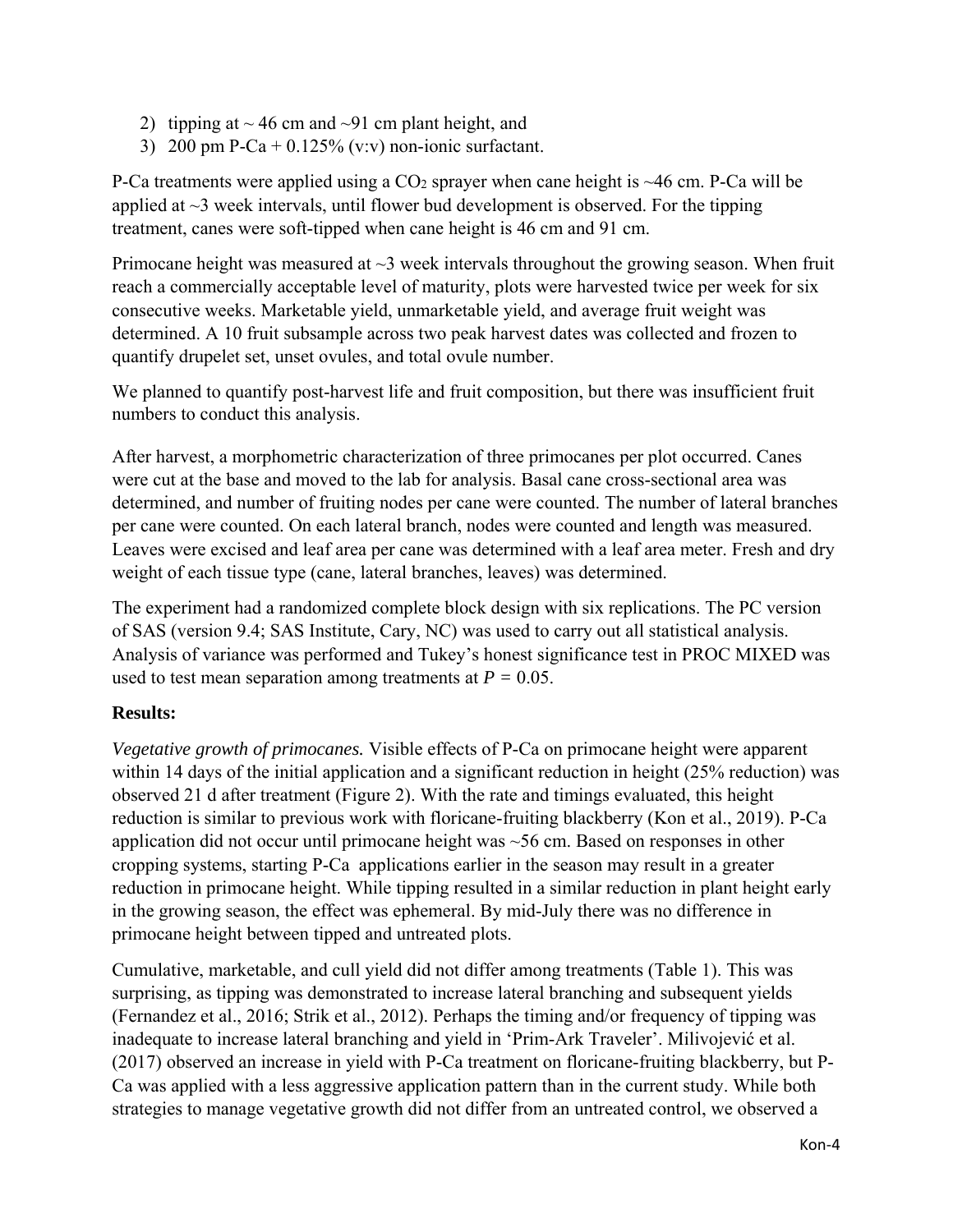2) tipping at ~ 46 cm and ~91 cm plant height, and
3) 200 pm P-Ca + 0.125% (v:v) non-ionic surfactant.

P-Ca treatments were applied using a $CO_2$ sprayer when cane height is ~46 cm. P-Ca will be applied at ~3 week intervals, until flower bud development is observed. For the tipping treatment, canes were soft-tipped when cane height is 46 cm and 91 cm.

Primocane height was measured at ~3 week intervals throughout the growing season. When fruit reach a commercially acceptable level of maturity, plots were harvested twice per week for six consecutive weeks. Marketable yield, unmarketable yield, and average fruit weight was determined. A 10 fruit subsample across two peak harvest dates was collected and frozen to quantify drupelet set, unset ovules, and total ovule number.

We planned to quantify post-harvest life and fruit composition, but there was insufficient fruit numbers to conduct this analysis.

After harvest, a morphometric characterization of three primocanes per plot occurred. Canes were cut at the base and moved to the lab for analysis. Basal cane cross-sectional area was determined, and number of fruiting nodes per cane were counted. The number of lateral branches per cane were counted. On each lateral branch, nodes were counted and length was measured. Leaves were excised and leaf area per cane was determined with a leaf area meter. Fresh and dry weight of each tissue type (cane, lateral branches, leaves) was determined.

The experiment had a randomized complete block design with six replications. The PC version of SAS (version 9.4; SAS Institute, Cary, NC) was used to carry out all statistical analysis. Analysis of variance was performed and Tukey's honest significance test in PROC MIXED was used to test mean separation among treatments at $P = 0.05$.

**Results:**

*Vegetative growth of primocanes.* Visible effects of P-Ca on primocane height were apparent within 14 days of the initial application and a significant reduction in height (25% reduction) was observed 21 d after treatment (Figure 2). With the rate and timings evaluated, this height reduction is similar to previous work with floricane-fruiting blackberry (Kon et al., 2019). P-Ca application did not occur until primocane height was ~56 cm. Based on responses in other cropping systems, starting P-Ca applications earlier in the season may result in a greater reduction in primocane height. While tipping resulted in a similar reduction in plant height early in the growing season, the effect was ephemeral. By mid-July there was no difference in primocane height between tipped and untreated plots.

Cumulative, marketable, and cull yield did not differ among treatments (Table 1). This was surprising, as tipping was demonstrated to increase lateral branching and subsequent yields (Fernandez et al., 2016; Strik et al., 2012). Perhaps the timing and/or frequency of tipping was inadequate to increase lateral branching and yield in 'Prim-Ark Traveler'. Milivojević et al. (2017) observed an increase in yield with P-Ca treatment on floricane-fruiting blackberry, but P-Ca was applied with a less aggressive application pattern than in the current study. While both strategies to manage vegetative growth did not differ from an untreated control, we observed a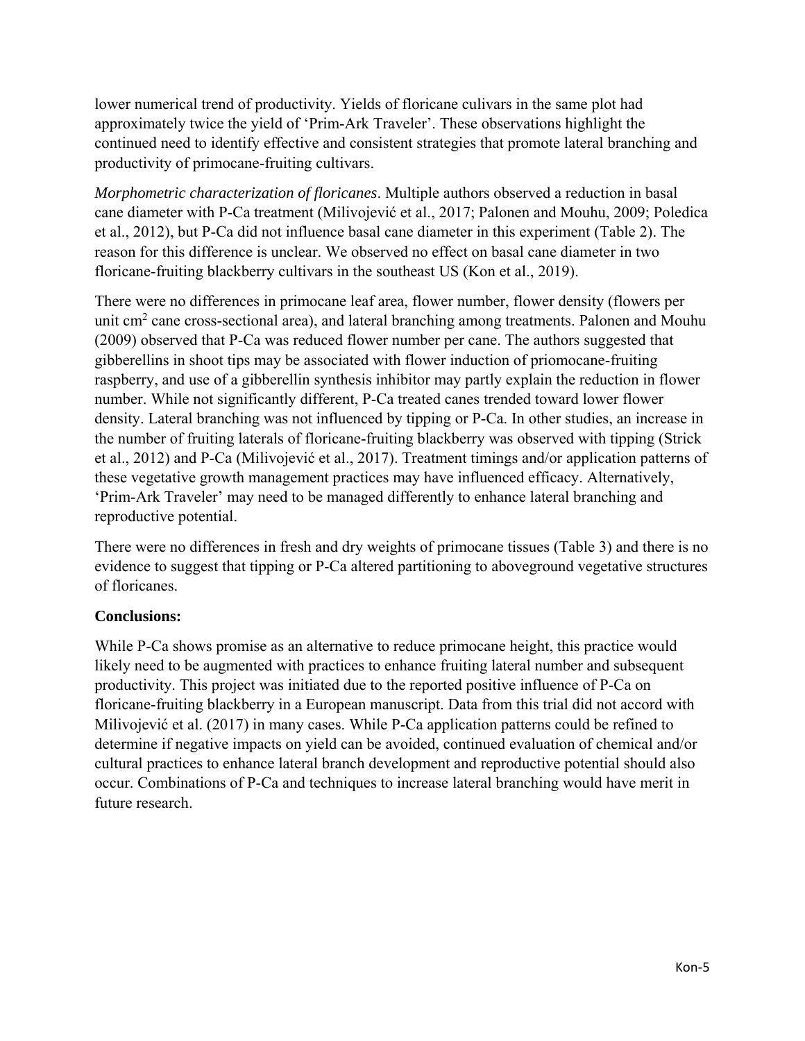lower numerical trend of productivity. Yields of floricane culivars in the same plot had approximately twice the yield of 'Prim-Ark Traveler'. These observations highlight the continued need to identify effective and consistent strategies that promote lateral branching and productivity of primocane-fruiting cultivars.

*Morphometric characterization of floricanes*. Multiple authors observed a reduction in basal cane diameter with P-Ca treatment (Milivojević et al., 2017; Palonen and Mouhu, 2009; Poledica et al., 2012), but P-Ca did not influence basal cane diameter in this experiment (Table 2). The reason for this difference is unclear. We observed no effect on basal cane diameter in two floricane-fruiting blackberry cultivars in the southeast US (Kon et al., 2019).

There were no differences in primocane leaf area, flower number, flower density (flowers per unit $cm^2$ cane cross-sectional area), and lateral branching among treatments. Palonen and Mouhu (2009) observed that P-Ca was reduced flower number per cane. The authors suggested that gibberellins in shoot tips may be associated with flower induction of priomocane-fruiting raspberry, and use of a gibberellin synthesis inhibitor may partly explain the reduction in flower number. While not significantly different, P-Ca treated canes trended toward lower flower density. Lateral branching was not influenced by tipping or P-Ca. In other studies, an increase in the number of fruiting laterals of floricane-fruiting blackberry was observed with tipping (Strick et al., 2012) and P-Ca (Milivojević et al., 2017). Treatment timings and/or application patterns of these vegetative growth management practices may have influenced efficacy. Alternatively, 'Prim-Ark Traveler' may need to be managed differently to enhance lateral branching and reproductive potential.

There were no differences in fresh and dry weights of primocane tissues (Table 3) and there is no evidence to suggest that tipping or P-Ca altered partitioning to aboveground vegetative structures of floricanes.

**Conclusions:**

While P-Ca shows promise as an alternative to reduce primocane height, this practice would likely need to be augmented with practices to enhance fruiting lateral number and subsequent productivity. This project was initiated due to the reported positive influence of P-Ca on floricane-fruiting blackberry in a European manuscript. Data from this trial did not accord with Milivojević et al. (2017) in many cases. While P-Ca application patterns could be refined to determine if negative impacts on yield can be avoided, continued evaluation of chemical and/or cultural practices to enhance lateral branch development and reproductive potential should also occur. Combinations of P-Ca and techniques to increase lateral branching would have merit in future research.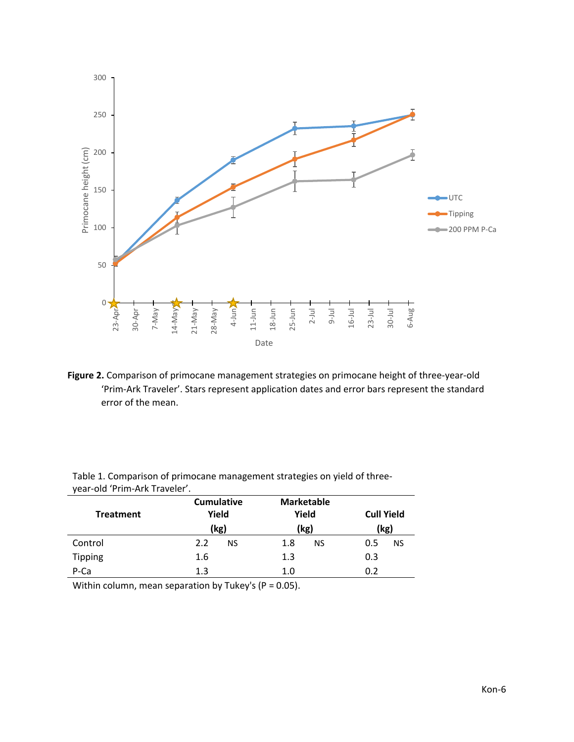**Figure 2.** Comparison of primocane management strategies on primocane height of three-year-old 'Prim-Ark Traveler'. Stars represent application dates and error bars represent the standard error of the mean.

Table 1. Comparison of primocane management strategies on yield of three-year-old 'Prim-Ark Traveler'.

| Treatment | Cumulative Yield (kg) | | Marketable Yield (kg) | | Cull Yield (kg) | |
|---|---|---|---|---|---|---|
| Control | 2.2 | NS | 1.8 | NS | 0.5 | NS |
| Tipping | 1.6 | | 1.3 | | 0.3 | |
| P-Ca | 1.3 | | 1.0 | | 0.2 | |

Within column, mean separation by Tukey's (P = 0.05).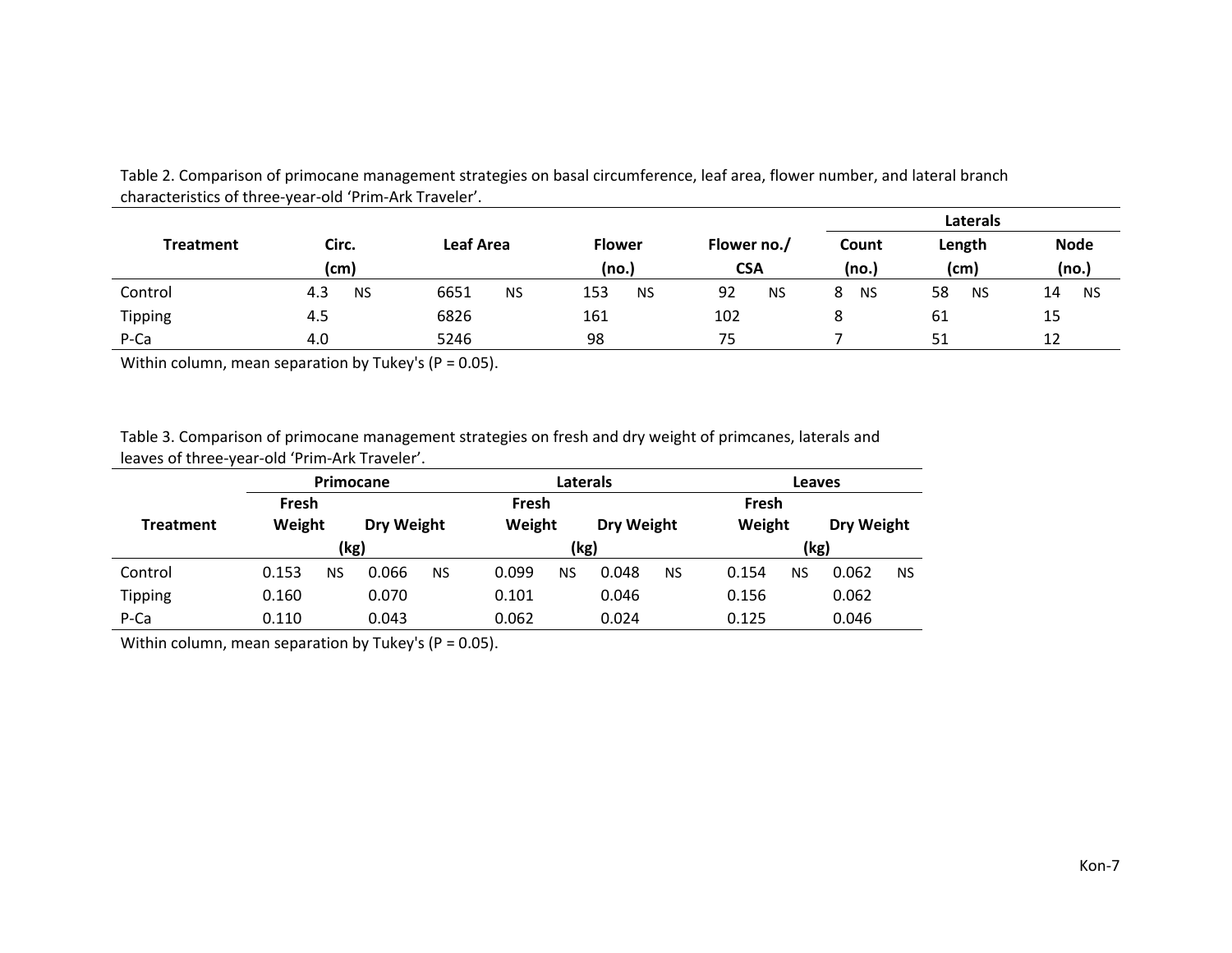Table 2. Comparison of primocane management strategies on basal circumference, leaf area, flower number, and lateral branch characteristics of three-year-old 'Prim-Ark Traveler'.

| Treatment | Circ. (cm) | Leaf Area | Flower (no.) | Flower no./ CSA | Laterals Count (no.) | Laterals Length (cm) | Laterals Node (no.) |
|---|---|---|---|---|---|---|---|
| Control | 4.3 NS | 6651 NS | 153 NS | 92 NS | 8 NS | 58 NS | 14 NS |
| Tipping | 4.5 | 6826 | 161 | 102 | 8 | 61 | 15 |
| P-Ca | 4.0 | 5246 | 98 | 75 | 7 | 51 | 12 |

Within column, mean separation by Tukey's (P = 0.05).

Table 3. Comparison of primocane management strategies on fresh and dry weight of primcanes, laterals and leaves of three-year-old 'Prim-Ark Traveler'.

| Treatment | Primocane Fresh Weight (kg) | Primocane Dry Weight (kg) | Laterals Fresh Weight (kg) | Laterals Dry Weight (kg) | Leaves Fresh Weight (kg) | Leaves Dry Weight (kg) |
|---|---|---|---|---|---|---|
| Control | 0.153 NS | 0.066 NS | 0.099 NS | 0.048 NS | 0.154 NS | 0.062 NS |
| Tipping | 0.160 | 0.070 | 0.101 | 0.046 | 0.156 | 0.062 |
| P-Ca | 0.110 | 0.043 | 0.062 | 0.024 | 0.125 | 0.046 |

Within column, mean separation by Tukey's (P = 0.05).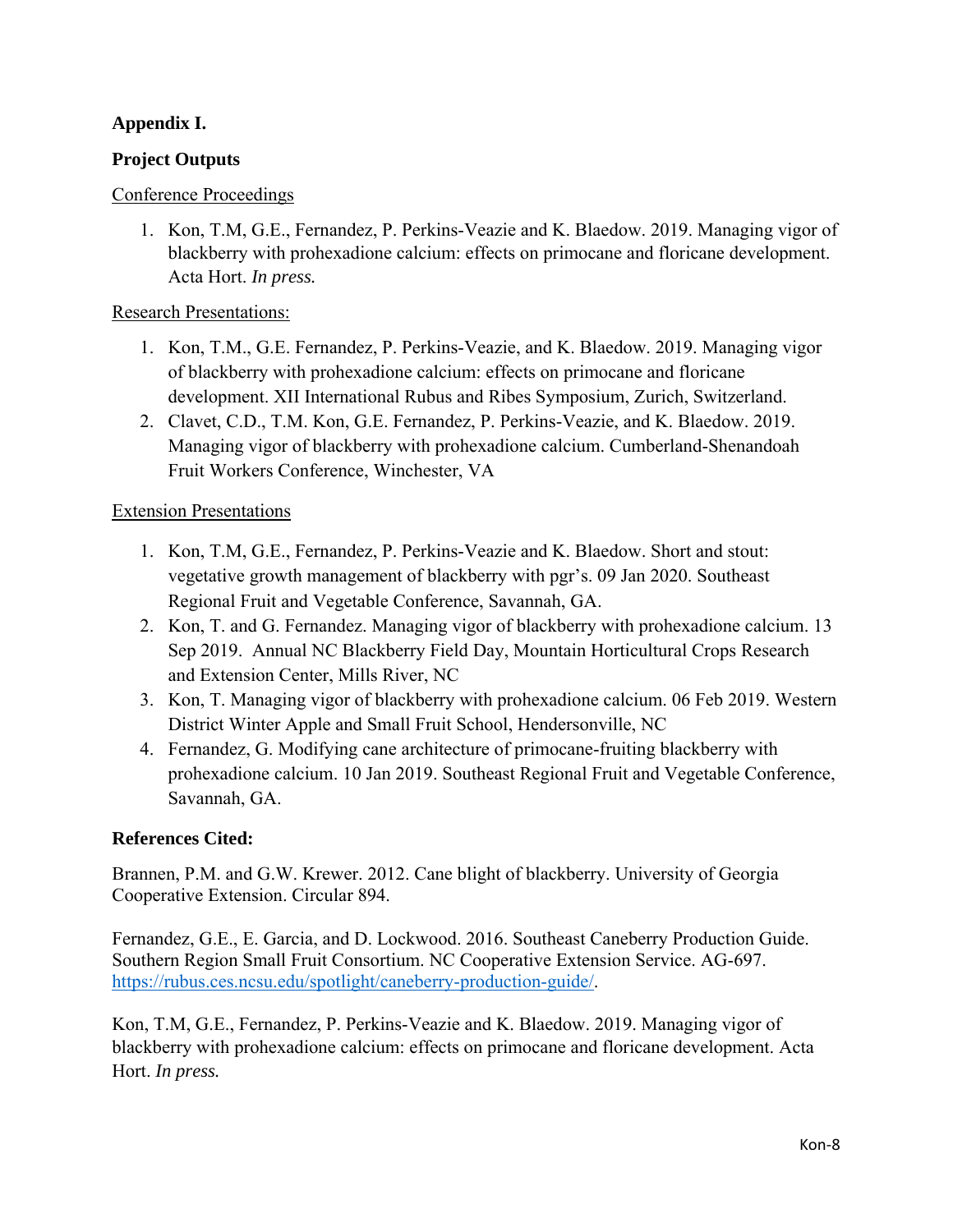**Appendix I.**

**Project Outputs**

Conference Proceedings

1. Kon, T.M, G.E., Fernandez, P. Perkins-Veazie and K. Blaedow. 2019. Managing vigor of blackberry with prohexadione calcium: effects on primocane and floricane development. Acta Hort. *In press.*

Research Presentations:

1. Kon, T.M., G.E. Fernandez, P. Perkins-Veazie, and K. Blaedow. 2019. Managing vigor of blackberry with prohexadione calcium: effects on primocane and floricane development. XII International Rubus and Ribes Symposium, Zurich, Switzerland.
2. Clavet, C.D., T.M. Kon, G.E. Fernandez, P. Perkins-Veazie, and K. Blaedow. 2019. Managing vigor of blackberry with prohexadione calcium. Cumberland-Shenandoah Fruit Workers Conference, Winchester, VA

Extension Presentations

1. Kon, T.M, G.E., Fernandez, P. Perkins-Veazie and K. Blaedow. Short and stout: vegetative growth management of blackberry with pgr's. 09 Jan 2020. Southeast Regional Fruit and Vegetable Conference, Savannah, GA.
2. Kon, T. and G. Fernandez. Managing vigor of blackberry with prohexadione calcium. 13 Sep 2019. Annual NC Blackberry Field Day, Mountain Horticultural Crops Research and Extension Center, Mills River, NC
3. Kon, T. Managing vigor of blackberry with prohexadione calcium. 06 Feb 2019. Western District Winter Apple and Small Fruit School, Hendersonville, NC
4. Fernandez, G. Modifying cane architecture of primocane-fruiting blackberry with prohexadione calcium. 10 Jan 2019. Southeast Regional Fruit and Vegetable Conference, Savannah, GA.

**References Cited:**

Brannen, P.M. and G.W. Krewer. 2012. Cane blight of blackberry. University of Georgia Cooperative Extension. Circular 894.

Fernandez, G.E., E. Garcia, and D. Lockwood. 2016. Southeast Caneberry Production Guide. Southern Region Small Fruit Consortium. NC Cooperative Extension Service. AG-697. https://rubus.ces.ncsu.edu/spotlight/caneberry-production-guide/.

Kon, T.M, G.E., Fernandez, P. Perkins-Veazie and K. Blaedow. 2019. Managing vigor of blackberry with prohexadione calcium: effects on primocane and floricane development. Acta Hort. *In press.*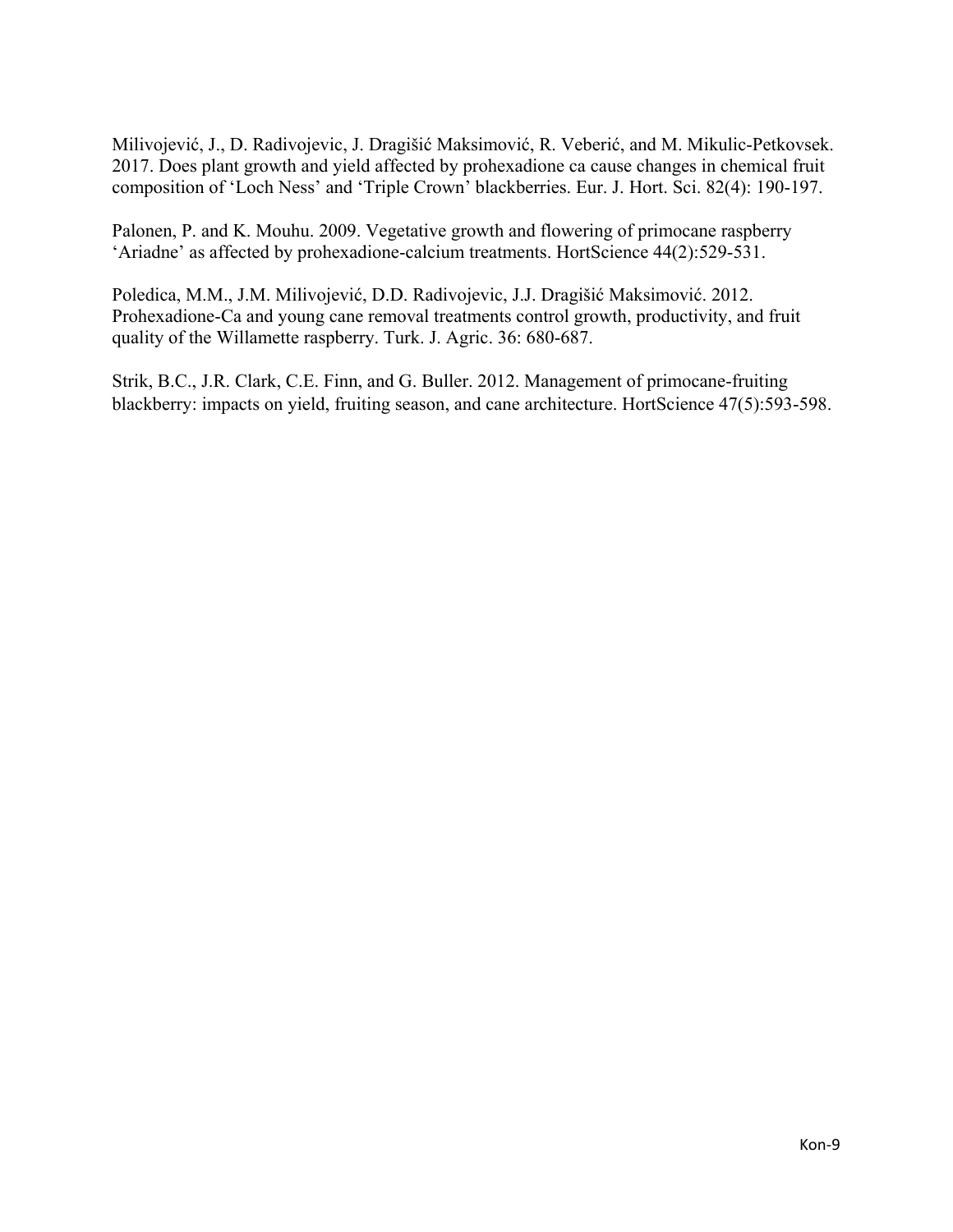Milivojević, J., D. Radivojevic, J. Dragišić Maksimović, R. Veberić, and M. Mikulic-Petkovsek. 2017. Does plant growth and yield affected by prohexadione ca cause changes in chemical fruit composition of 'Loch Ness' and 'Triple Crown' blackberries. Eur. J. Hort. Sci. 82(4): 190-197.

Palonen, P. and K. Mouhu. 2009. Vegetative growth and flowering of primocane raspberry 'Ariadne' as affected by prohexadione-calcium treatments. HortScience 44(2):529-531.

Poledica, M.M., J.M. Milivojević, D.D. Radivojevic, J.J. Dragišić Maksimović. 2012. Prohexadione-Ca and young cane removal treatments control growth, productivity, and fruit quality of the Willamette raspberry. Turk. J. Agric. 36: 680-687.

Strik, B.C., J.R. Clark, C.E. Finn, and G. Buller. 2012. Management of primocane-fruiting blackberry: impacts on yield, fruiting season, and cane architecture. HortScience 47(5):593-598.